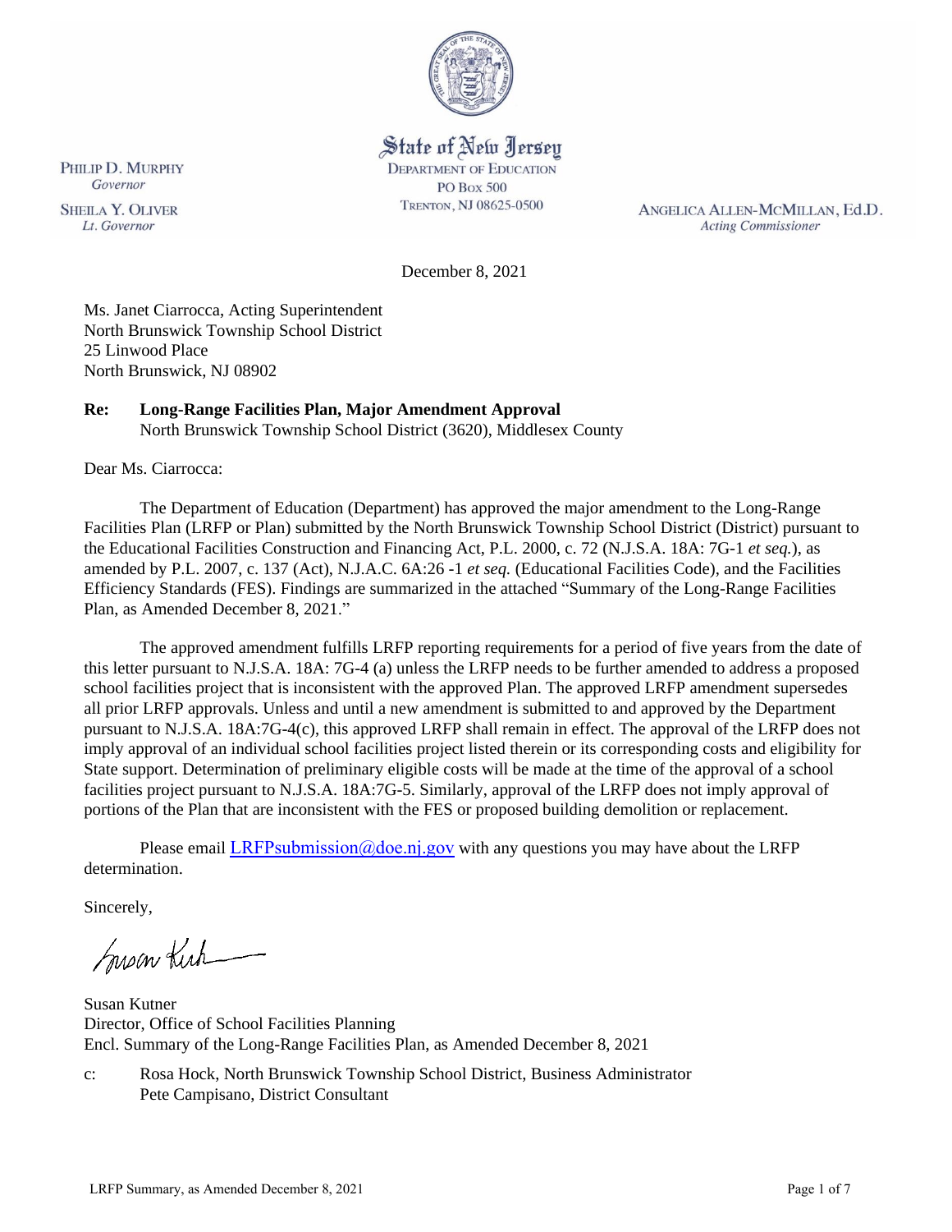PHILIP D. MURPHY
*Governor*

SHEILA Y. OLIVER
*Lt. Governor*

State of New Jersey
DEPARTMENT OF EDUCATION
PO BOX 500
TRENTON, NJ 08625-0500

ANGELICA ALLEN-MCMILLAN, Ed.D.
*Acting Commissioner*

December 8, 2021

Ms. Janet Ciarrocca, Acting Superintendent
North Brunswick Township School District
25 Linwood Place
North Brunswick, NJ 08902

**Re: Long-Range Facilities Plan, Major Amendment Approval**
North Brunswick Township School District (3620), Middlesex County

Dear Ms. Ciarrocca:

The Department of Education (Department) has approved the major amendment to the Long-Range Facilities Plan (LRFP or Plan) submitted by the North Brunswick Township School District (District) pursuant to the Educational Facilities Construction and Financing Act, P.L. 2000, c. 72 (N.J.S.A. 18A: 7G-1 *et seq.*), as amended by P.L. 2007, c. 137 (Act), N.J.A.C. 6A:26 -1 *et seq.* (Educational Facilities Code), and the Facilities Efficiency Standards (FES). Findings are summarized in the attached "Summary of the Long-Range Facilities Plan, as Amended December 8, 2021."

The approved amendment fulfills LRFP reporting requirements for a period of five years from the date of this letter pursuant to N.J.S.A. 18A: 7G-4 (a) unless the LRFP needs to be further amended to address a proposed school facilities project that is inconsistent with the approved Plan. The approved LRFP amendment supersedes all prior LRFP approvals. Unless and until a new amendment is submitted to and approved by the Department pursuant to N.J.S.A. 18A:7G-4(c), this approved LRFP shall remain in effect. The approval of the LRFP does not imply approval of an individual school facilities project listed therein or its corresponding costs and eligibility for State support. Determination of preliminary eligible costs will be made at the time of the approval of a school facilities project pursuant to N.J.S.A. 18A:7G-5. Similarly, approval of the LRFP does not imply approval of portions of the Plan that are inconsistent with the FES or proposed building demolition or replacement.

Please email LRFPsubmission@doe.nj.gov with any questions you may have about the LRFP determination.

Sincerely,

Susan Kutner
Director, Office of School Facilities Planning
Encl. Summary of the Long-Range Facilities Plan, as Amended December 8, 2021

c: Rosa Hock, North Brunswick Township School District, Business Administrator
Pete Campisano, District Consultant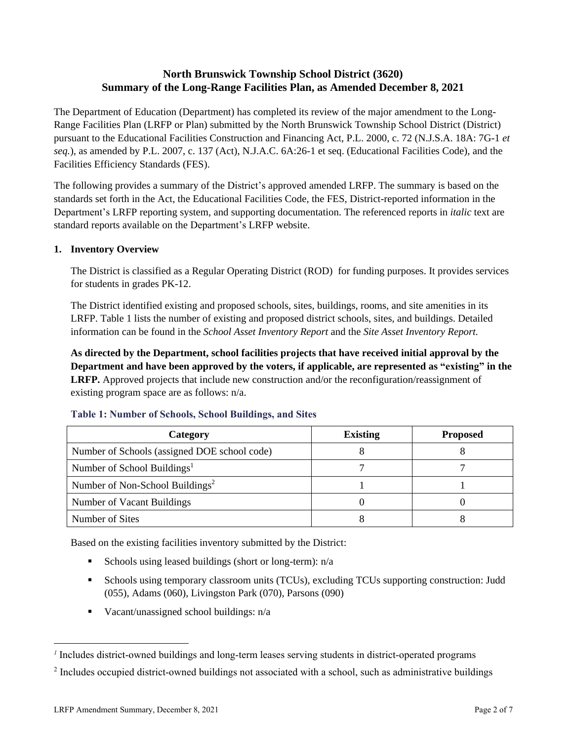# North Brunswick Township School District (3620)
# Summary of the Long-Range Facilities Plan, as Amended December 8, 2021

The Department of Education (Department) has completed its review of the major amendment to the Long-Range Facilities Plan (LRFP or Plan) submitted by the North Brunswick Township School District (District) pursuant to the Educational Facilities Construction and Financing Act, P.L. 2000, c. 72 (N.J.S.A. 18A: 7G-1 *et seq.*), as amended by P.L. 2007, c. 137 (Act), N.J.A.C. 6A:26-1 et seq. (Educational Facilities Code), and the Facilities Efficiency Standards (FES).

The following provides a summary of the District's approved amended LRFP. The summary is based on the standards set forth in the Act, the Educational Facilities Code, the FES, District-reported information in the Department's LRFP reporting system, and supporting documentation. The referenced reports in *italic* text are standard reports available on the Department's LRFP website.

## 1. Inventory Overview

The District is classified as a Regular Operating District (ROD) for funding purposes. It provides services for students in grades PK-12.

The District identified existing and proposed schools, sites, buildings, rooms, and site amenities in its LRFP. Table 1 lists the number of existing and proposed district schools, sites, and buildings. Detailed information can be found in the *School Asset Inventory Report* and the *Site Asset Inventory Report.*

**As directed by the Department, school facilities projects that have received initial approval by the Department and have been approved by the voters, if applicable, are represented as "existing" in the LRFP.** Approved projects that include new construction and/or the reconfiguration/reassignment of existing program space are as follows: n/a.

**Table 1: Number of Schools, School Buildings, and Sites**

| Category | Existing | Proposed |
|---|---|---|
| Number of Schools (assigned DOE school code) | 8 | 8 |
| Number of School Buildings[1] | 7 | 7 |
| Number of Non-School Buildings[2] | 1 | 1 |
| Number of Vacant Buildings | 0 | 0 |
| Number of Sites | 8 | 8 |

Based on the existing facilities inventory submitted by the District:

- Schools using leased buildings (short or long-term): n/a
- Schools using temporary classroom units (TCUs), excluding TCUs supporting construction: Judd (055), Adams (060), Livingston Park (070), Parsons (090)
- Vacant/unassigned school buildings: n/a

[1] Includes district-owned buildings and long-term leases serving students in district-operated programs

[2] Includes occupied district-owned buildings not associated with a school, such as administrative buildings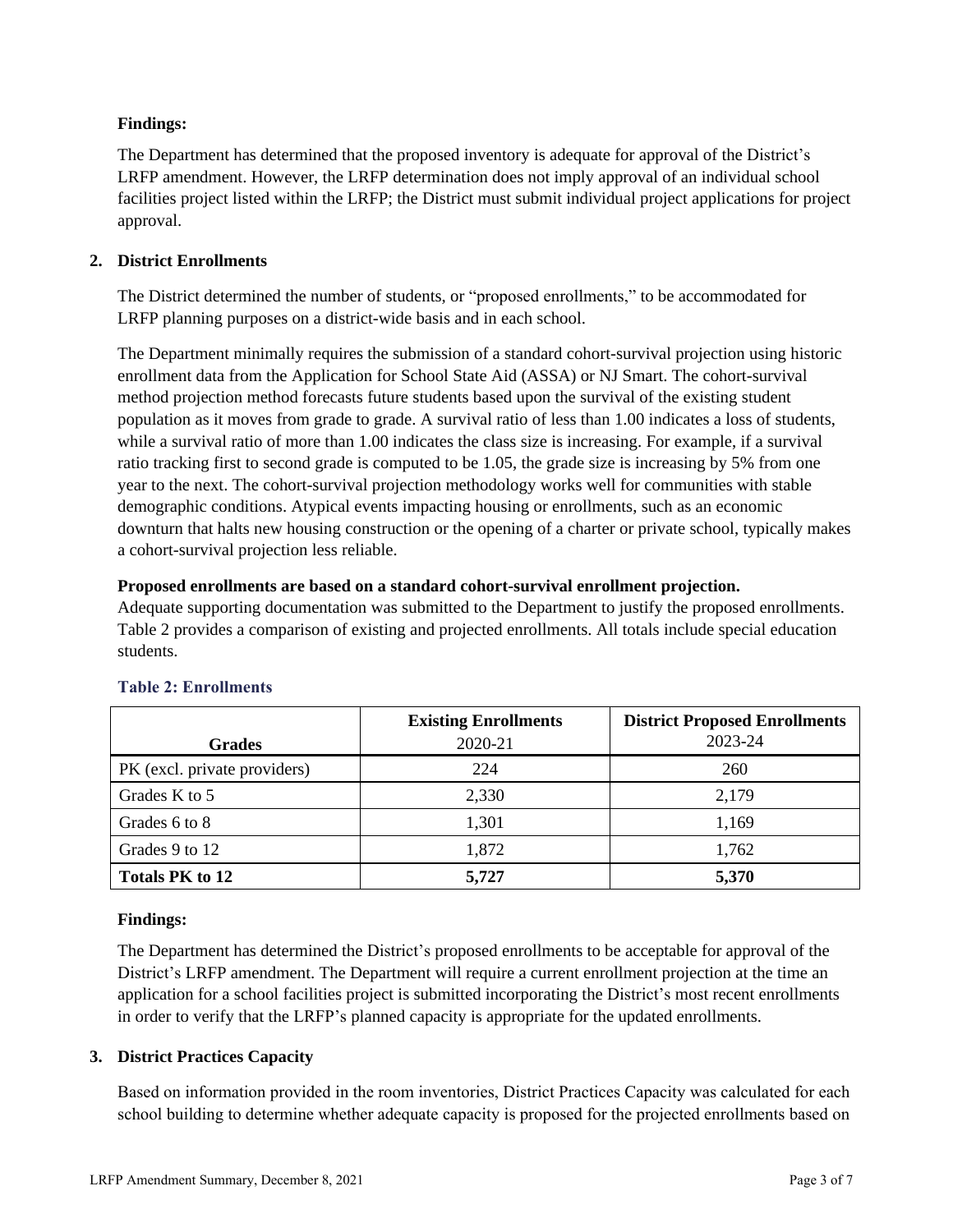**Findings:**

The Department has determined that the proposed inventory is adequate for approval of the District's LRFP amendment. However, the LRFP determination does not imply approval of an individual school facilities project listed within the LRFP; the District must submit individual project applications for project approval.

## 2. District Enrollments

The District determined the number of students, or "proposed enrollments," to be accommodated for LRFP planning purposes on a district-wide basis and in each school.

The Department minimally requires the submission of a standard cohort-survival projection using historic enrollment data from the Application for School State Aid (ASSA) or NJ Smart. The cohort-survival method projection method forecasts future students based upon the survival of the existing student population as it moves from grade to grade. A survival ratio of less than 1.00 indicates a loss of students, while a survival ratio of more than 1.00 indicates the class size is increasing. For example, if a survival ratio tracking first to second grade is computed to be 1.05, the grade size is increasing by 5% from one year to the next. The cohort-survival projection methodology works well for communities with stable demographic conditions. Atypical events impacting housing or enrollments, such as an economic downturn that halts new housing construction or the opening of a charter or private school, typically makes a cohort-survival projection less reliable.

**Proposed enrollments are based on a standard cohort-survival enrollment projection.**
Adequate supporting documentation was submitted to the Department to justify the proposed enrollments. Table 2 provides a comparison of existing and projected enrollments. All totals include special education students.

**Table 2: Enrollments**

| Grades | Existing Enrollments 2020-21 | District Proposed Enrollments 2023-24 |
|---|---|---|
| PK (excl. private providers) | 224 | 260 |
| Grades K to 5 | 2,330 | 2,179 |
| Grades 6 to 8 | 1,301 | 1,169 |
| Grades 9 to 12 | 1,872 | 1,762 |
| **Totals PK to 12** | **5,727** | **5,370** |

**Findings:**

The Department has determined the District's proposed enrollments to be acceptable for approval of the District's LRFP amendment. The Department will require a current enrollment projection at the time an application for a school facilities project is submitted incorporating the District's most recent enrollments in order to verify that the LRFP's planned capacity is appropriate for the updated enrollments.

## 3. District Practices Capacity

Based on information provided in the room inventories, District Practices Capacity was calculated for each school building to determine whether adequate capacity is proposed for the projected enrollments based on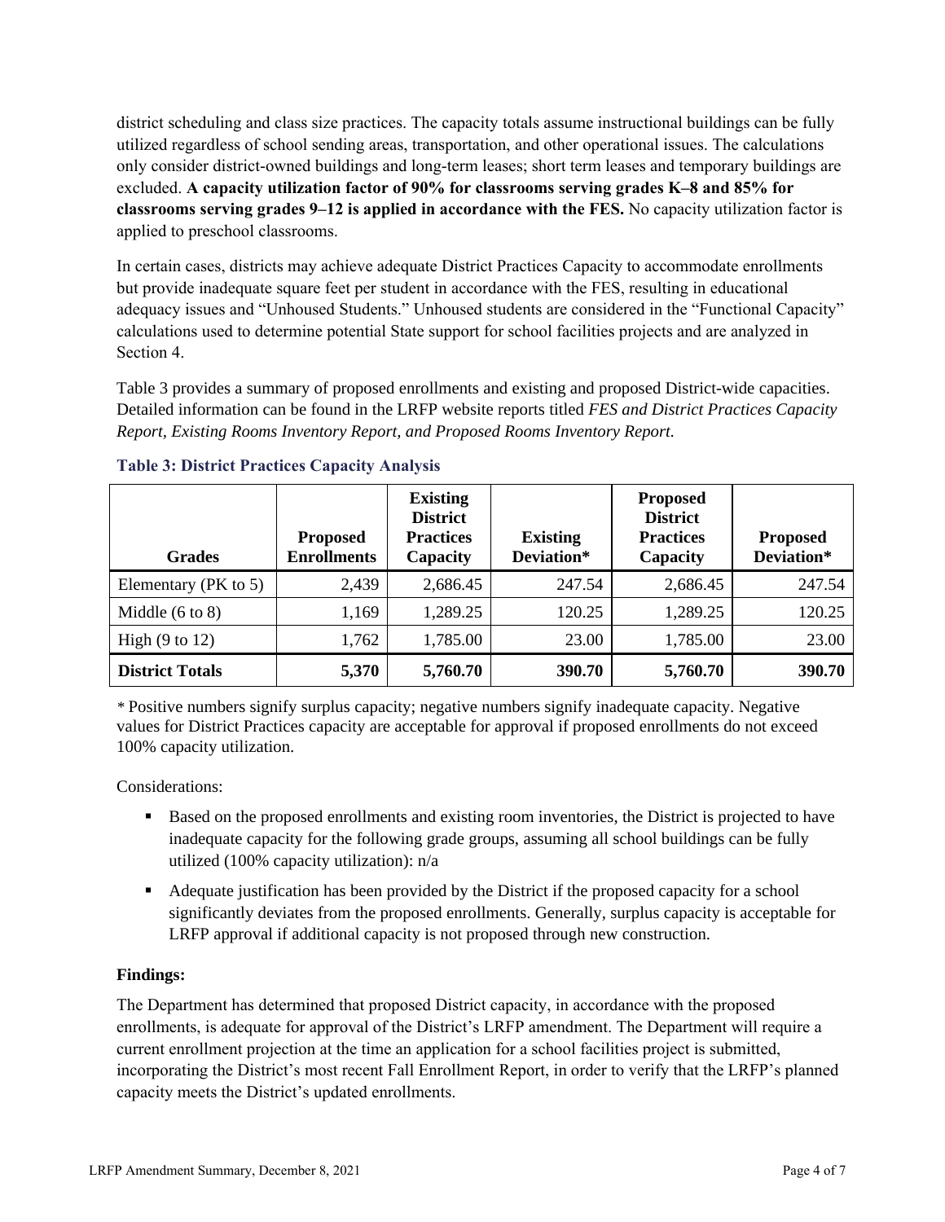district scheduling and class size practices. The capacity totals assume instructional buildings can be fully utilized regardless of school sending areas, transportation, and other operational issues. The calculations only consider district-owned buildings and long-term leases; short term leases and temporary buildings are excluded. **A capacity utilization factor of 90% for classrooms serving grades K–8 and 85% for classrooms serving grades 9–12 is applied in accordance with the FES.** No capacity utilization factor is applied to preschool classrooms.

In certain cases, districts may achieve adequate District Practices Capacity to accommodate enrollments but provide inadequate square feet per student in accordance with the FES, resulting in educational adequacy issues and "Unhoused Students." Unhoused students are considered in the "Functional Capacity" calculations used to determine potential State support for school facilities projects and are analyzed in Section 4.

Table 3 provides a summary of proposed enrollments and existing and proposed District-wide capacities. Detailed information can be found in the LRFP website reports titled *FES and District Practices Capacity Report, Existing Rooms Inventory Report, and Proposed Rooms Inventory Report.*

**Table 3: District Practices Capacity Analysis**

| Grades | Proposed Enrollments | Existing District Practices Capacity | Existing Deviation* | Proposed District Practices Capacity | Proposed Deviation* |
|---|---|---|---|---|---|
| Elementary (PK to 5) | 2,439 | 2,686.45 | 247.54 | 2,686.45 | 247.54 |
| Middle (6 to 8) | 1,169 | 1,289.25 | 120.25 | 1,289.25 | 120.25 |
| High (9 to 12) | 1,762 | 1,785.00 | 23.00 | 1,785.00 | 23.00 |
| **District Totals** | **5,370** | **5,760.70** | **390.70** | **5,760.70** | **390.70** |

* Positive numbers signify surplus capacity; negative numbers signify inadequate capacity. Negative values for District Practices capacity are acceptable for approval if proposed enrollments do not exceed 100% capacity utilization.

Considerations:

- Based on the proposed enrollments and existing room inventories, the District is projected to have inadequate capacity for the following grade groups, assuming all school buildings can be fully utilized (100% capacity utilization): n/a
- Adequate justification has been provided by the District if the proposed capacity for a school significantly deviates from the proposed enrollments. Generally, surplus capacity is acceptable for LRFP approval if additional capacity is not proposed through new construction.

**Findings:**

The Department has determined that proposed District capacity, in accordance with the proposed enrollments, is adequate for approval of the District's LRFP amendment. The Department will require a current enrollment projection at the time an application for a school facilities project is submitted, incorporating the District's most recent Fall Enrollment Report, in order to verify that the LRFP's planned capacity meets the District's updated enrollments.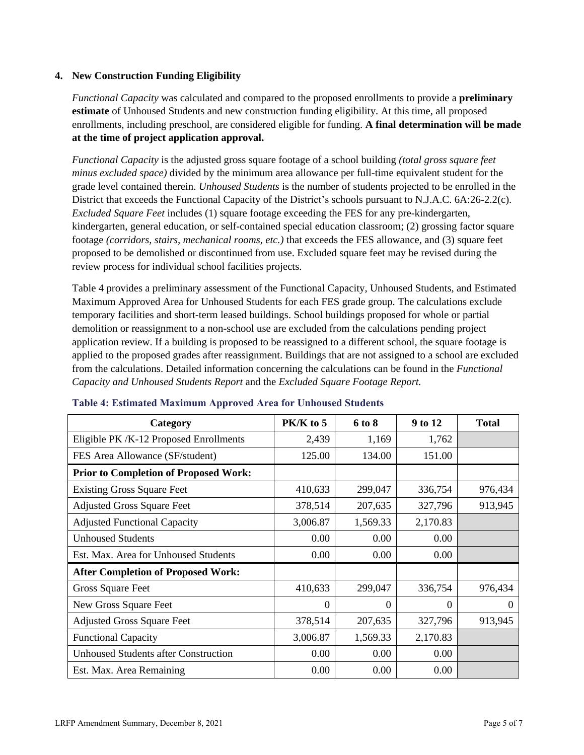### 4. New Construction Funding Eligibility

*Functional Capacity* was calculated and compared to the proposed enrollments to provide a **preliminary estimate** of Unhoused Students and new construction funding eligibility. At this time, all proposed enrollments, including preschool, are considered eligible for funding. **A final determination will be made at the time of project application approval.**

*Functional Capacity* is the adjusted gross square footage of a school building *(total gross square feet minus excluded space)* divided by the minimum area allowance per full-time equivalent student for the grade level contained therein. *Unhoused Students* is the number of students projected to be enrolled in the District that exceeds the Functional Capacity of the District's schools pursuant to N.J.A.C. 6A:26-2.2(c). *Excluded Square Feet* includes (1) square footage exceeding the FES for any pre-kindergarten, kindergarten, general education, or self-contained special education classroom; (2) grossing factor square footage *(corridors, stairs, mechanical rooms, etc.)* that exceeds the FES allowance, and (3) square feet proposed to be demolished or discontinued from use. Excluded square feet may be revised during the review process for individual school facilities projects.

Table 4 provides a preliminary assessment of the Functional Capacity, Unhoused Students, and Estimated Maximum Approved Area for Unhoused Students for each FES grade group. The calculations exclude temporary facilities and short-term leased buildings. School buildings proposed for whole or partial demolition or reassignment to a non-school use are excluded from the calculations pending project application review. If a building is proposed to be reassigned to a different school, the square footage is applied to the proposed grades after reassignment. Buildings that are not assigned to a school are excluded from the calculations. Detailed information concerning the calculations can be found in the *Functional Capacity and Unhoused Students Report* and the *Excluded Square Footage Report.*

**Table 4: Estimated Maximum Approved Area for Unhoused Students**

| Category | PK/K to 5 | 6 to 8 | 9 to 12 | Total |
|---|---|---|---|---|
| Eligible PK /K-12 Proposed Enrollments | 2,439 | 1,169 | 1,762 | |
| FES Area Allowance (SF/student) | 125.00 | 134.00 | 151.00 | |
| **Prior to Completion of Proposed Work:** | | | | |
| Existing Gross Square Feet | 410,633 | 299,047 | 336,754 | 976,434 |
| Adjusted Gross Square Feet | 378,514 | 207,635 | 327,796 | 913,945 |
| Adjusted Functional Capacity | 3,006.87 | 1,569.33 | 2,170.83 | |
| Unhoused Students | 0.00 | 0.00 | 0.00 | |
| Est. Max. Area for Unhoused Students | 0.00 | 0.00 | 0.00 | |
| **After Completion of Proposed Work:** | | | | |
| Gross Square Feet | 410,633 | 299,047 | 336,754 | 976,434 |
| New Gross Square Feet | 0 | 0 | 0 | 0 |
| Adjusted Gross Square Feet | 378,514 | 207,635 | 327,796 | 913,945 |
| Functional Capacity | 3,006.87 | 1,569.33 | 2,170.83 | |
| Unhoused Students after Construction | 0.00 | 0.00 | 0.00 | |
| Est. Max. Area Remaining | 0.00 | 0.00 | 0.00 | |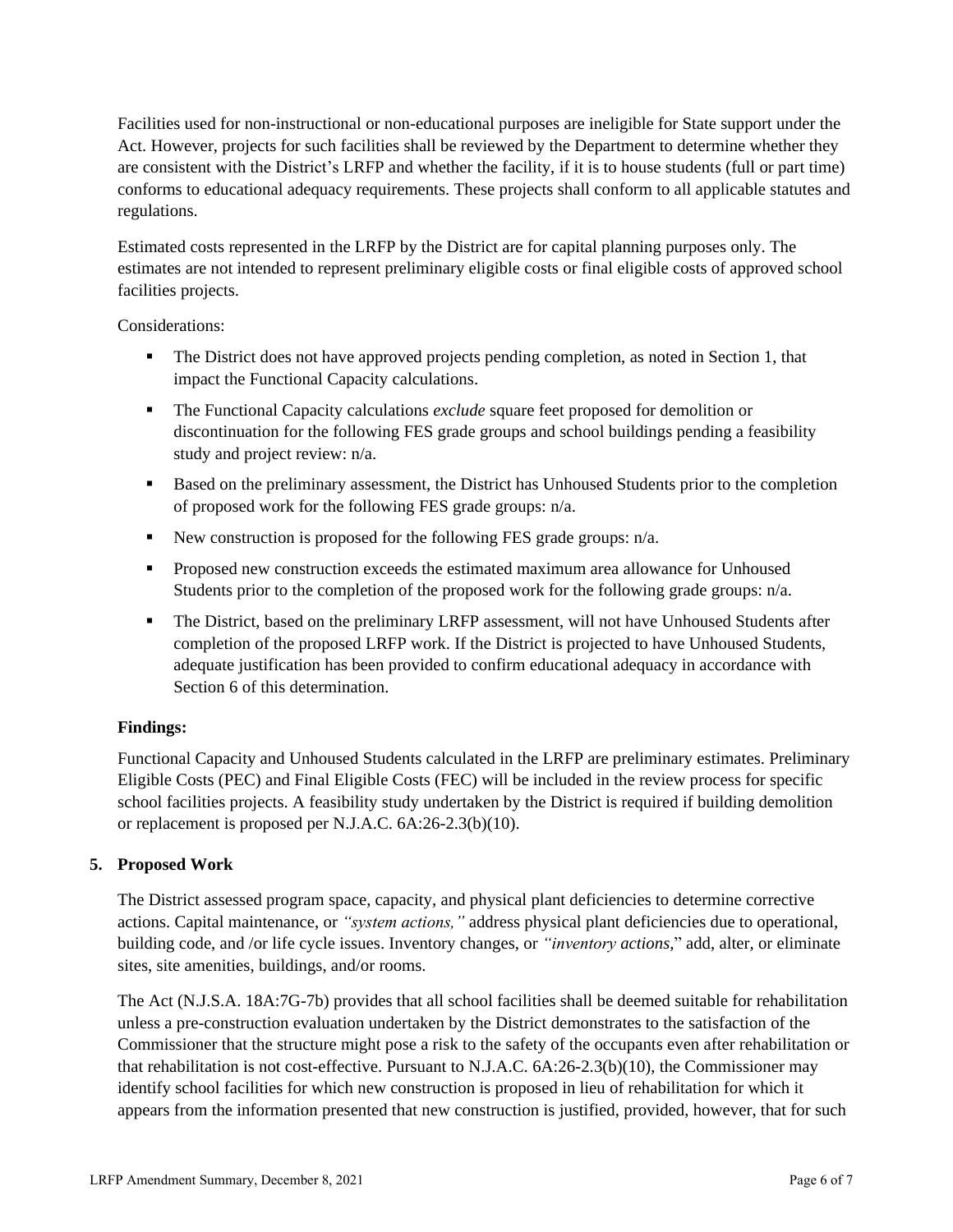Facilities used for non-instructional or non-educational purposes are ineligible for State support under the Act. However, projects for such facilities shall be reviewed by the Department to determine whether they are consistent with the District's LRFP and whether the facility, if it is to house students (full or part time) conforms to educational adequacy requirements. These projects shall conform to all applicable statutes and regulations.

Estimated costs represented in the LRFP by the District are for capital planning purposes only. The estimates are not intended to represent preliminary eligible costs or final eligible costs of approved school facilities projects.

Considerations:

- The District does not have approved projects pending completion, as noted in Section 1, that impact the Functional Capacity calculations.
- The Functional Capacity calculations *exclude* square feet proposed for demolition or discontinuation for the following FES grade groups and school buildings pending a feasibility study and project review: n/a.
- Based on the preliminary assessment, the District has Unhoused Students prior to the completion of proposed work for the following FES grade groups: n/a.
- New construction is proposed for the following FES grade groups: n/a.
- Proposed new construction exceeds the estimated maximum area allowance for Unhoused Students prior to the completion of the proposed work for the following grade groups: n/a.
- The District, based on the preliminary LRFP assessment, will not have Unhoused Students after completion of the proposed LRFP work. If the District is projected to have Unhoused Students, adequate justification has been provided to confirm educational adequacy in accordance with Section 6 of this determination.

**Findings:**

Functional Capacity and Unhoused Students calculated in the LRFP are preliminary estimates. Preliminary Eligible Costs (PEC) and Final Eligible Costs (FEC) will be included in the review process for specific school facilities projects. A feasibility study undertaken by the District is required if building demolition or replacement is proposed per N.J.A.C. 6A:26-2.3(b)(10).

## 5. Proposed Work

The District assessed program space, capacity, and physical plant deficiencies to determine corrective actions. Capital maintenance, or *"system actions,"* address physical plant deficiencies due to operational, building code, and /or life cycle issues. Inventory changes, or *"inventory actions,"* add, alter, or eliminate sites, site amenities, buildings, and/or rooms.

The Act (N.J.S.A. 18A:7G-7b) provides that all school facilities shall be deemed suitable for rehabilitation unless a pre-construction evaluation undertaken by the District demonstrates to the satisfaction of the Commissioner that the structure might pose a risk to the safety of the occupants even after rehabilitation or that rehabilitation is not cost-effective. Pursuant to N.J.A.C. 6A:26-2.3(b)(10), the Commissioner may identify school facilities for which new construction is proposed in lieu of rehabilitation for which it appears from the information presented that new construction is justified, provided, however, that for such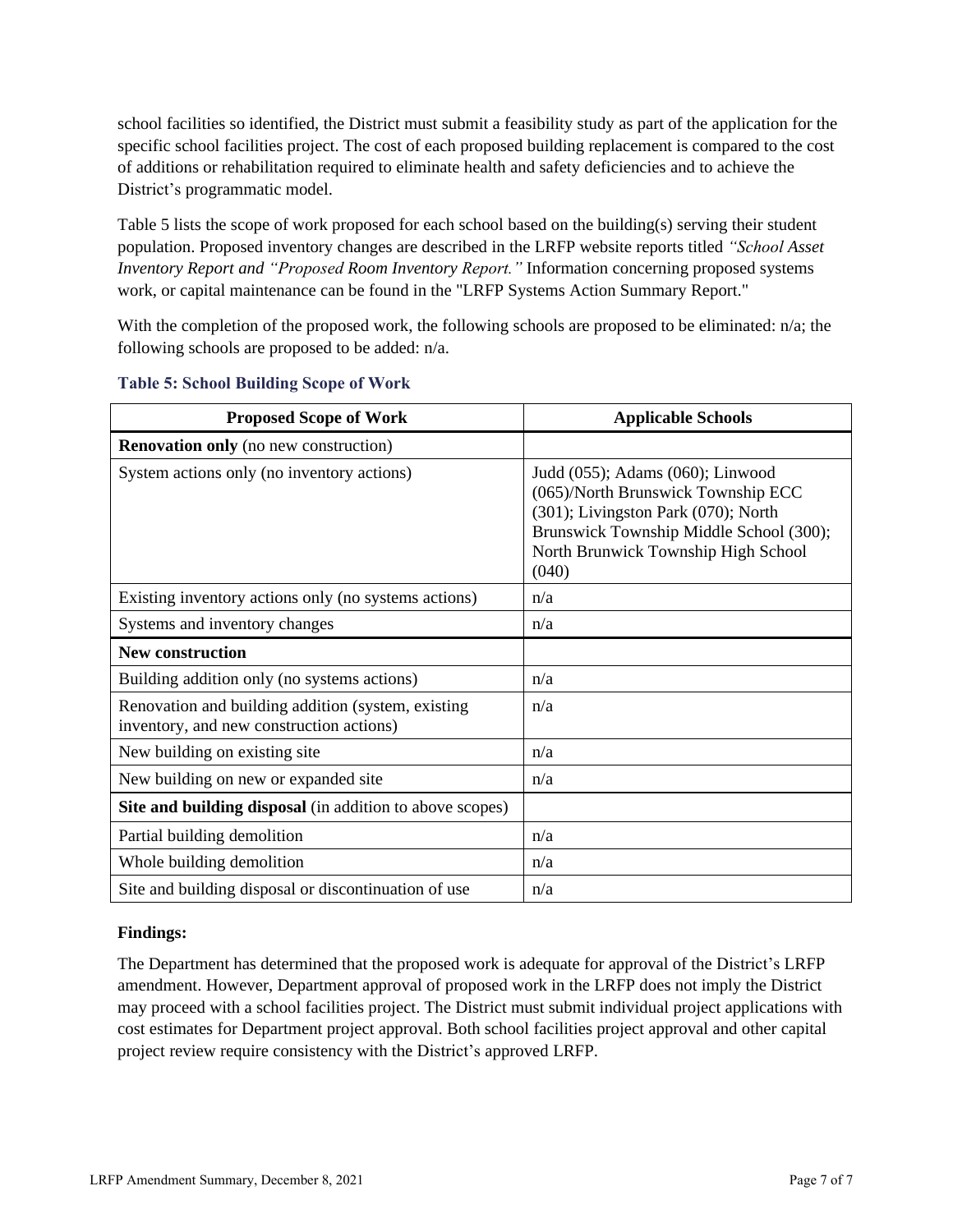school facilities so identified, the District must submit a feasibility study as part of the application for the specific school facilities project. The cost of each proposed building replacement is compared to the cost of additions or rehabilitation required to eliminate health and safety deficiencies and to achieve the District's programmatic model.

Table 5 lists the scope of work proposed for each school based on the building(s) serving their student population. Proposed inventory changes are described in the LRFP website reports titled *"School Asset Inventory Report and "Proposed Room Inventory Report."* Information concerning proposed systems work, or capital maintenance can be found in the "LRFP Systems Action Summary Report."

With the completion of the proposed work, the following schools are proposed to be eliminated: n/a; the following schools are proposed to be added: n/a.

**Table 5: School Building Scope of Work**

| Proposed Scope of Work | Applicable Schools |
|---|---|
| **Renovation only** (no new construction) | |
| System actions only (no inventory actions) | Judd (055); Adams (060); Linwood (065)/North Brunswick Township ECC (301); Livingston Park (070); North Brunswick Township Middle School (300); North Brunwick Township High School (040) |
| Existing inventory actions only (no systems actions) | n/a |
| Systems and inventory changes | n/a |
| **New construction** | |
| Building addition only (no systems actions) | n/a |
| Renovation and building addition (system, existing inventory, and new construction actions) | n/a |
| New building on existing site | n/a |
| New building on new or expanded site | n/a |
| **Site and building disposal** (in addition to above scopes) | |
| Partial building demolition | n/a |
| Whole building demolition | n/a |
| Site and building disposal or discontinuation of use | n/a |

**Findings:**

The Department has determined that the proposed work is adequate for approval of the District's LRFP amendment. However, Department approval of proposed work in the LRFP does not imply the District may proceed with a school facilities project. The District must submit individual project applications with cost estimates for Department project approval. Both school facilities project approval and other capital project review require consistency with the District's approved LRFP.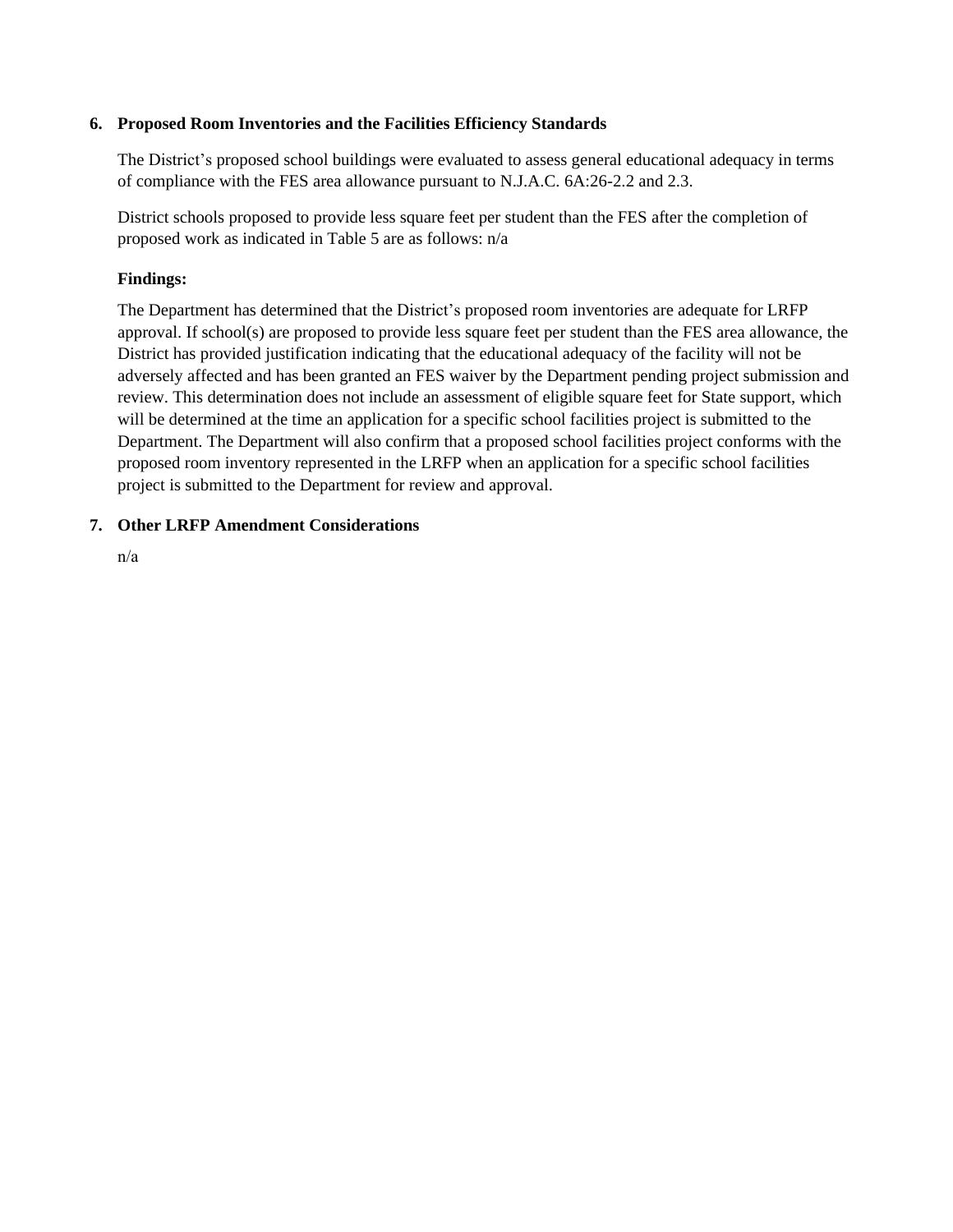## 6. Proposed Room Inventories and the Facilities Efficiency Standards

The District's proposed school buildings were evaluated to assess general educational adequacy in terms of compliance with the FES area allowance pursuant to N.J.A.C. 6A:26-2.2 and 2.3.

District schools proposed to provide less square feet per student than the FES after the completion of proposed work as indicated in Table 5 are as follows: n/a

**Findings:**

The Department has determined that the District's proposed room inventories are adequate for LRFP approval. If school(s) are proposed to provide less square feet per student than the FES area allowance, the District has provided justification indicating that the educational adequacy of the facility will not be adversely affected and has been granted an FES waiver by the Department pending project submission and review. This determination does not include an assessment of eligible square feet for State support, which will be determined at the time an application for a specific school facilities project is submitted to the Department. The Department will also confirm that a proposed school facilities project conforms with the proposed room inventory represented in the LRFP when an application for a specific school facilities project is submitted to the Department for review and approval.

## 7. Other LRFP Amendment Considerations

n/a